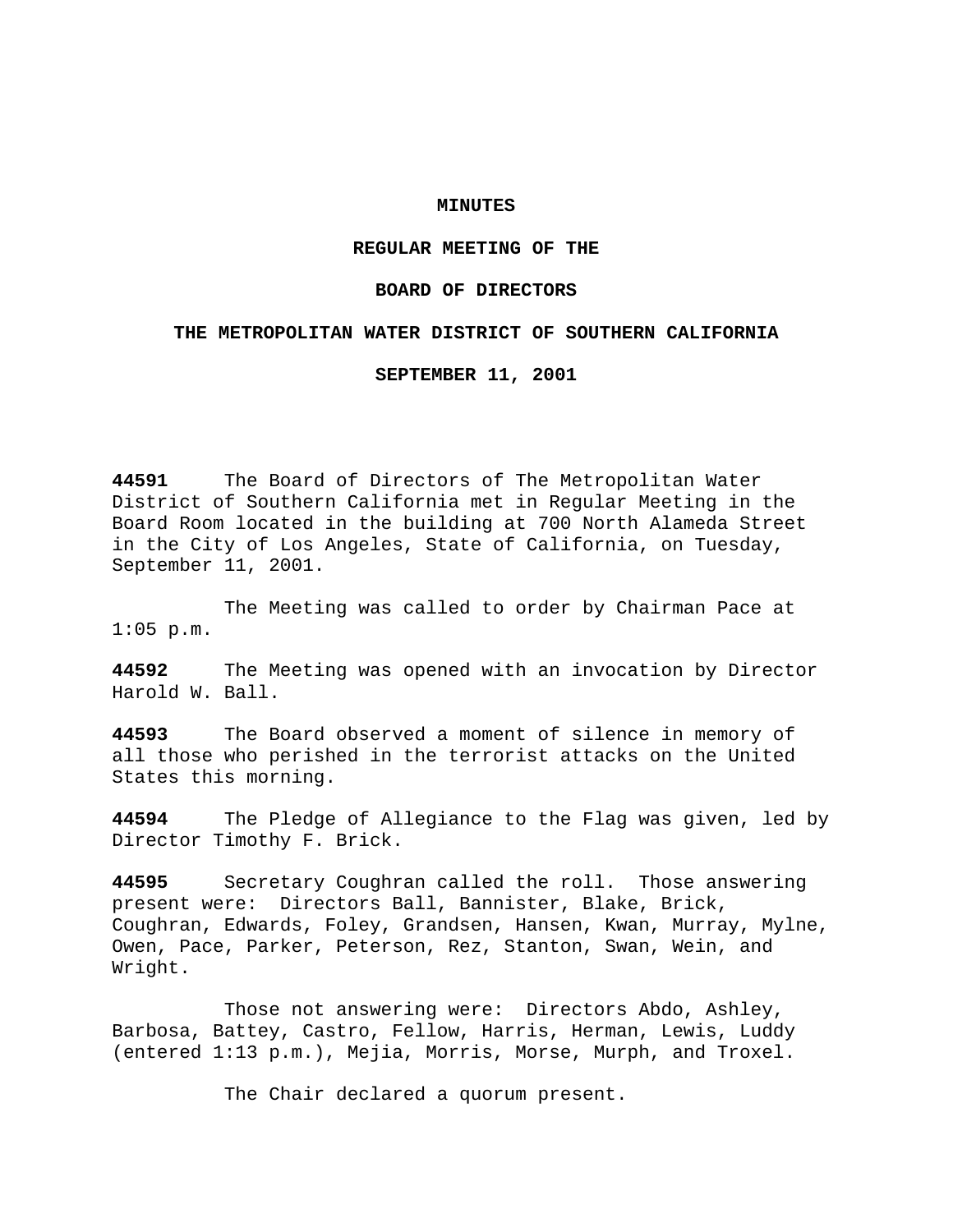# MINUTES

## REGULAR MEETING OF THE

## BOARD OF DIRECTORS

## THE METROPOLITAN WATER DISTRICT OF SOUTHERN CALIFORNIA

## SEPTEMBER 11, 2001

**44591** The Board of Directors of The Metropolitan Water District of Southern California met in Regular Meeting in the Board Room located in the building at 700 North Alameda Street in the City of Los Angeles, State of California, on Tuesday, September 11, 2001.

The Meeting was called to order by Chairman Pace at 1:05 p.m.

**44592** The Meeting was opened with an invocation by Director Harold W. Ball.

**44593** The Board observed a moment of silence in memory of all those who perished in the terrorist attacks on the United States this morning.

**44594** The Pledge of Allegiance to the Flag was given, led by Director Timothy F. Brick.

**44595** Secretary Coughran called the roll. Those answering present were: Directors Ball, Bannister, Blake, Brick, Coughran, Edwards, Foley, Grandsen, Hansen, Kwan, Murray, Mylne, Owen, Pace, Parker, Peterson, Rez, Stanton, Swan, Wein, and Wright.

Those not answering were: Directors Abdo, Ashley, Barbosa, Battey, Castro, Fellow, Harris, Herman, Lewis, Luddy (entered 1:13 p.m.), Mejia, Morris, Morse, Murph, and Troxel.

The Chair declared a quorum present.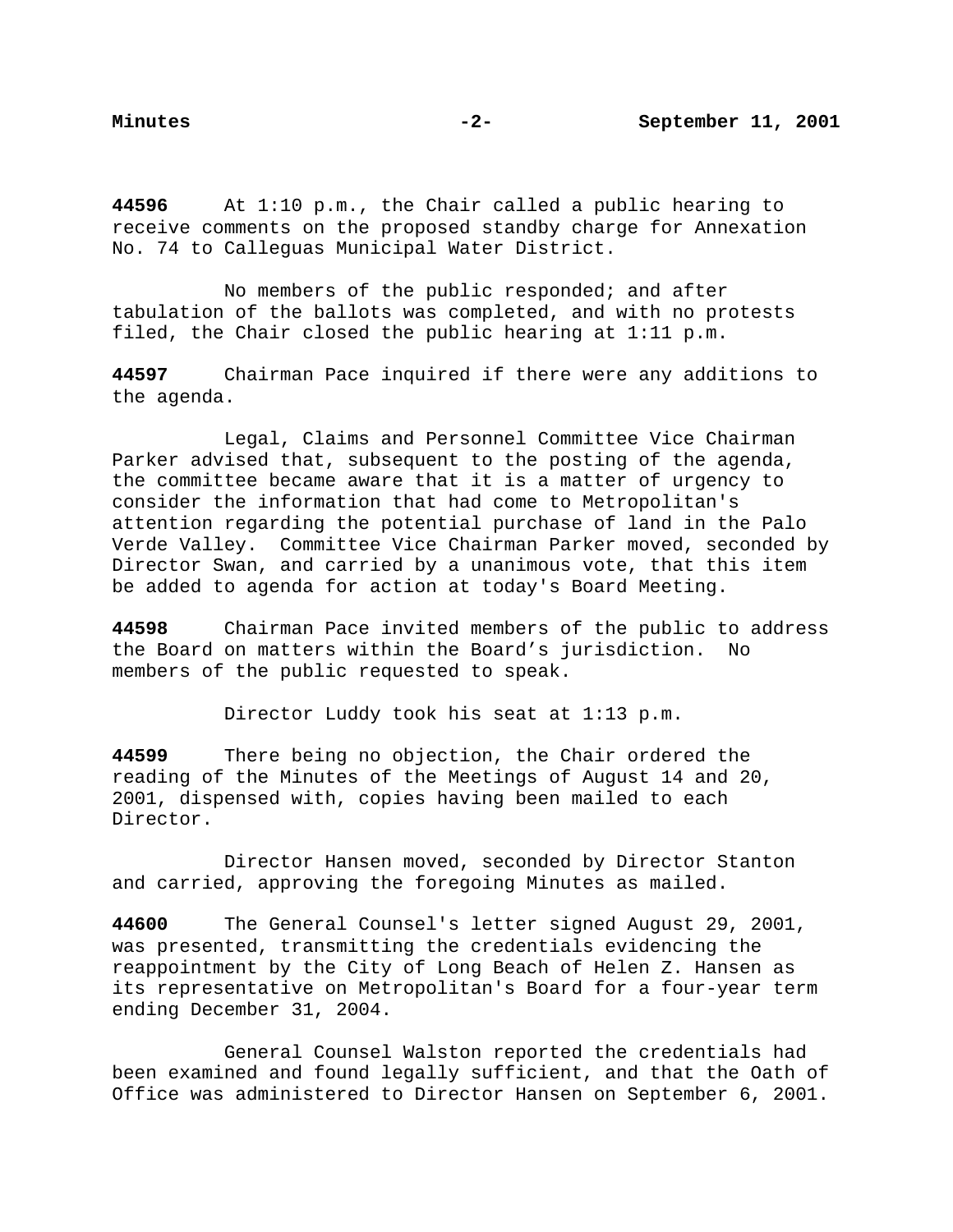**44596** At 1:10 p.m., the Chair called a public hearing to receive comments on the proposed standby charge for Annexation No. 74 to Calleguas Municipal Water District.

No members of the public responded; and after tabulation of the ballots was completed, and with no protests filed, the Chair closed the public hearing at 1:11 p.m.

**44597** Chairman Pace inquired if there were any additions to the agenda.

Legal, Claims and Personnel Committee Vice Chairman Parker advised that, subsequent to the posting of the agenda, the committee became aware that it is a matter of urgency to consider the information that had come to Metropolitan's attention regarding the potential purchase of land in the Palo Verde Valley. Committee Vice Chairman Parker moved, seconded by Director Swan, and carried by a unanimous vote, that this item be added to agenda for action at today's Board Meeting.

**44598** Chairman Pace invited members of the public to address the Board on matters within the Board's jurisdiction. No members of the public requested to speak.

Director Luddy took his seat at 1:13 p.m.

**44599** There being no objection, the Chair ordered the reading of the Minutes of the Meetings of August 14 and 20, 2001, dispensed with, copies having been mailed to each Director.

Director Hansen moved, seconded by Director Stanton and carried, approving the foregoing Minutes as mailed.

**44600** The General Counsel's letter signed August 29, 2001, was presented, transmitting the credentials evidencing the reappointment by the City of Long Beach of Helen Z. Hansen as its representative on Metropolitan's Board for a four-year term ending December 31, 2004.

General Counsel Walston reported the credentials had been examined and found legally sufficient, and that the Oath of Office was administered to Director Hansen on September 6, 2001.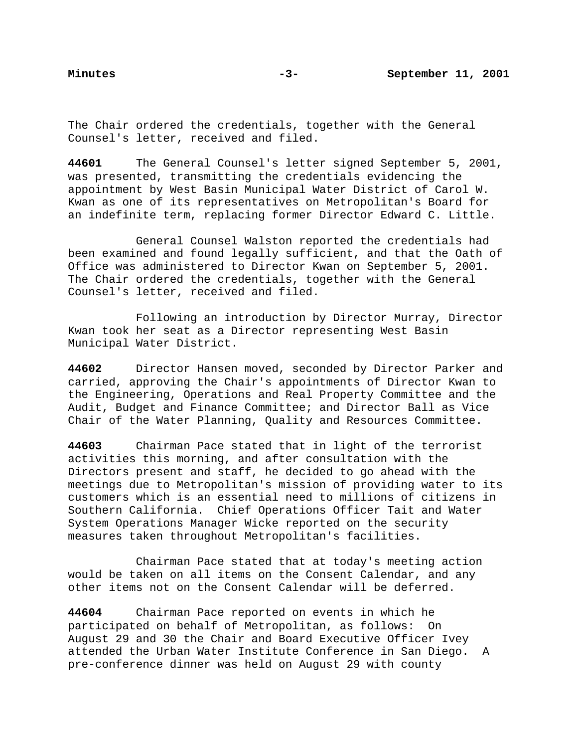The Chair ordered the credentials, together with the General Counsel's letter, received and filed.

**44601** The General Counsel's letter signed September 5, 2001, was presented, transmitting the credentials evidencing the appointment by West Basin Municipal Water District of Carol W. Kwan as one of its representatives on Metropolitan's Board for an indefinite term, replacing former Director Edward C. Little.

General Counsel Walston reported the credentials had been examined and found legally sufficient, and that the Oath of Office was administered to Director Kwan on September 5, 2001. The Chair ordered the credentials, together with the General Counsel's letter, received and filed.

Following an introduction by Director Murray, Director Kwan took her seat as a Director representing West Basin Municipal Water District.

**44602** Director Hansen moved, seconded by Director Parker and carried, approving the Chair's appointments of Director Kwan to the Engineering, Operations and Real Property Committee and the Audit, Budget and Finance Committee; and Director Ball as Vice Chair of the Water Planning, Quality and Resources Committee.

**44603** Chairman Pace stated that in light of the terrorist activities this morning, and after consultation with the Directors present and staff, he decided to go ahead with the meetings due to Metropolitan's mission of providing water to its customers which is an essential need to millions of citizens in Southern California. Chief Operations Officer Tait and Water System Operations Manager Wicke reported on the security measures taken throughout Metropolitan's facilities.

Chairman Pace stated that at today's meeting action would be taken on all items on the Consent Calendar, and any other items not on the Consent Calendar will be deferred.

**44604** Chairman Pace reported on events in which he participated on behalf of Metropolitan, as follows: On August 29 and 30 the Chair and Board Executive Officer Ivey attended the Urban Water Institute Conference in San Diego. A pre-conference dinner was held on August 29 with county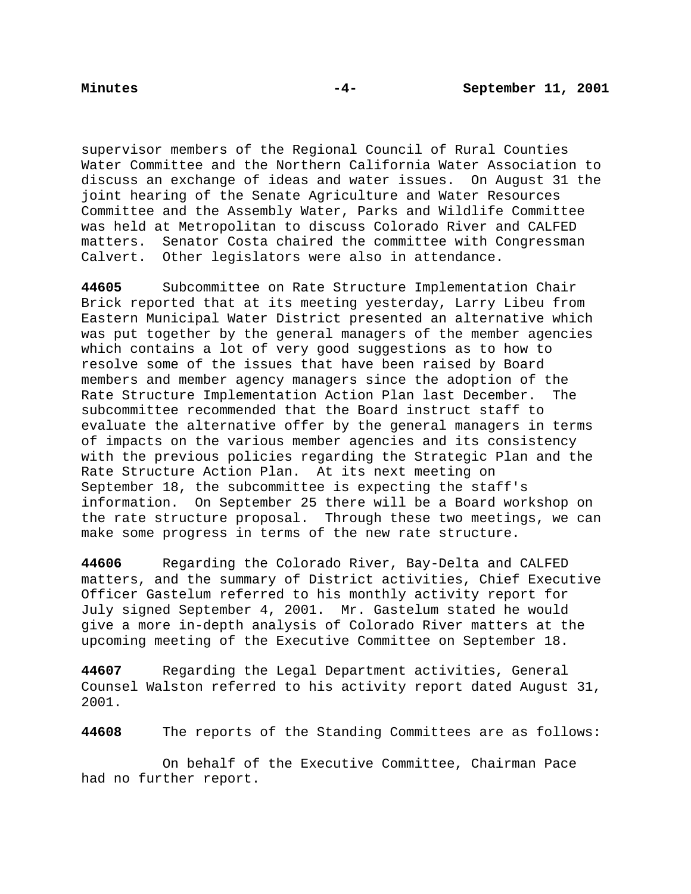supervisor members of the Regional Council of Rural Counties Water Committee and the Northern California Water Association to discuss an exchange of ideas and water issues. On August 31 the joint hearing of the Senate Agriculture and Water Resources Committee and the Assembly Water, Parks and Wildlife Committee was held at Metropolitan to discuss Colorado River and CALFED matters. Senator Costa chaired the committee with Congressman Calvert. Other legislators were also in attendance.

**44605** Subcommittee on Rate Structure Implementation Chair Brick reported that at its meeting yesterday, Larry Libeu from Eastern Municipal Water District presented an alternative which was put together by the general managers of the member agencies which contains a lot of very good suggestions as to how to resolve some of the issues that have been raised by Board members and member agency managers since the adoption of the Rate Structure Implementation Action Plan last December. The subcommittee recommended that the Board instruct staff to evaluate the alternative offer by the general managers in terms of impacts on the various member agencies and its consistency with the previous policies regarding the Strategic Plan and the Rate Structure Action Plan. At its next meeting on September 18, the subcommittee is expecting the staff's information. On September 25 there will be a Board workshop on the rate structure proposal. Through these two meetings, we can make some progress in terms of the new rate structure.

**44606** Regarding the Colorado River, Bay-Delta and CALFED matters, and the summary of District activities, Chief Executive Officer Gastelum referred to his monthly activity report for July signed September 4, 2001. Mr. Gastelum stated he would give a more in-depth analysis of Colorado River matters at the upcoming meeting of the Executive Committee on September 18.

**44607** Regarding the Legal Department activities, General Counsel Walston referred to his activity report dated August 31, 2001.

**44608** The reports of the Standing Committees are as follows:

On behalf of the Executive Committee, Chairman Pace had no further report.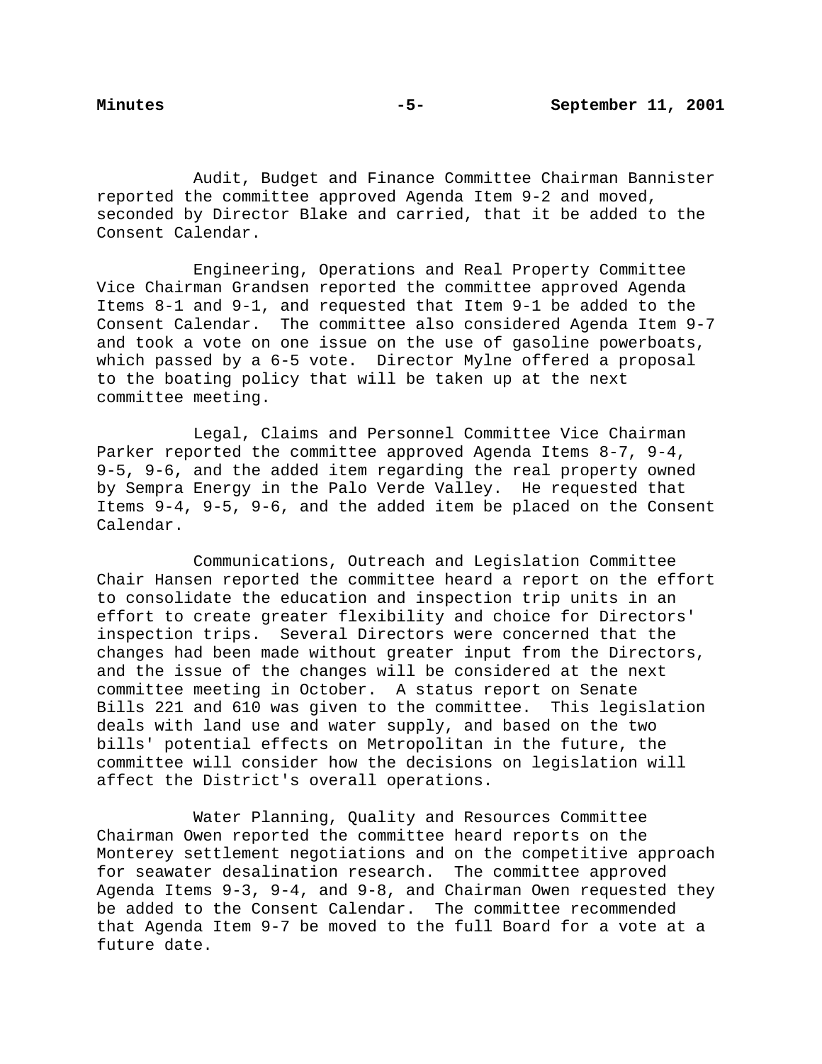Audit, Budget and Finance Committee Chairman Bannister reported the committee approved Agenda Item 9-2 and moved, seconded by Director Blake and carried, that it be added to the Consent Calendar.

Engineering, Operations and Real Property Committee Vice Chairman Grandsen reported the committee approved Agenda Items 8-1 and 9-1, and requested that Item 9-1 be added to the Consent Calendar. The committee also considered Agenda Item 9-7 and took a vote on one issue on the use of gasoline powerboats, which passed by a 6-5 vote. Director Mylne offered a proposal to the boating policy that will be taken up at the next committee meeting.

Legal, Claims and Personnel Committee Vice Chairman Parker reported the committee approved Agenda Items 8-7, 9-4, 9-5, 9-6, and the added item regarding the real property owned by Sempra Energy in the Palo Verde Valley. He requested that Items 9-4, 9-5, 9-6, and the added item be placed on the Consent Calendar.

Communications, Outreach and Legislation Committee Chair Hansen reported the committee heard a report on the effort to consolidate the education and inspection trip units in an effort to create greater flexibility and choice for Directors' inspection trips. Several Directors were concerned that the changes had been made without greater input from the Directors, and the issue of the changes will be considered at the next committee meeting in October. A status report on Senate Bills 221 and 610 was given to the committee. This legislation deals with land use and water supply, and based on the two bills' potential effects on Metropolitan in the future, the committee will consider how the decisions on legislation will affect the District's overall operations.

Water Planning, Quality and Resources Committee Chairman Owen reported the committee heard reports on the Monterey settlement negotiations and on the competitive approach for seawater desalination research. The committee approved Agenda Items 9-3, 9-4, and 9-8, and Chairman Owen requested they be added to the Consent Calendar. The committee recommended that Agenda Item 9-7 be moved to the full Board for a vote at a future date.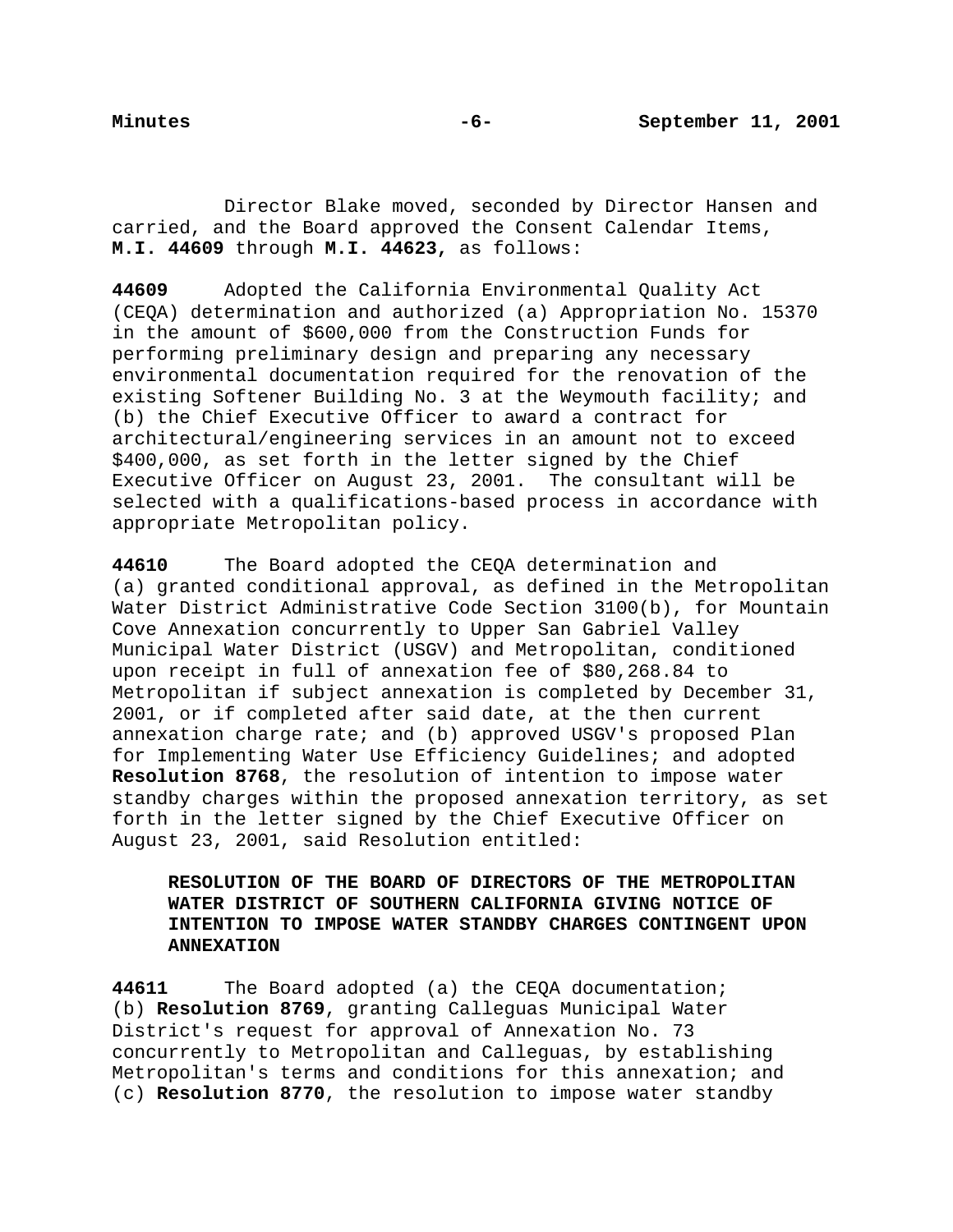Director Blake moved, seconded by Director Hansen and carried, and the Board approved the Consent Calendar Items, **M.I. 44609** through **M.I. 44623,** as follows:

**44609** Adopted the California Environmental Quality Act (CEQA) determination and authorized (a) Appropriation No. 15370 in the amount of $600,000 from the Construction Funds for performing preliminary design and preparing any necessary environmental documentation required for the renovation of the existing Softener Building No. 3 at the Weymouth facility; and (b) the Chief Executive Officer to award a contract for architectural/engineering services in an amount not to exceed $400,000, as set forth in the letter signed by the Chief Executive Officer on August 23, 2001. The consultant will be selected with a qualifications-based process in accordance with appropriate Metropolitan policy.

**44610** The Board adopted the CEQA determination and (a) granted conditional approval, as defined in the Metropolitan Water District Administrative Code Section 3100(b), for Mountain Cove Annexation concurrently to Upper San Gabriel Valley Municipal Water District (USGV) and Metropolitan, conditioned upon receipt in full of annexation fee of $80,268.84 to Metropolitan if subject annexation is completed by December 31, 2001, or if completed after said date, at the then current annexation charge rate; and (b) approved USGV's proposed Plan for Implementing Water Use Efficiency Guidelines; and adopted **Resolution 8768**, the resolution of intention to impose water standby charges within the proposed annexation territory, as set forth in the letter signed by the Chief Executive Officer on August 23, 2001, said Resolution entitled:

> **RESOLUTION OF THE BOARD OF DIRECTORS OF THE METROPOLITAN WATER DISTRICT OF SOUTHERN CALIFORNIA GIVING NOTICE OF INTENTION TO IMPOSE WATER STANDBY CHARGES CONTINGENT UPON ANNEXATION**

**44611** The Board adopted (a) the CEQA documentation; (b) **Resolution 8769**, granting Calleguas Municipal Water District's request for approval of Annexation No. 73 concurrently to Metropolitan and Calleguas, by establishing Metropolitan's terms and conditions for this annexation; and (c) **Resolution 8770**, the resolution to impose water standby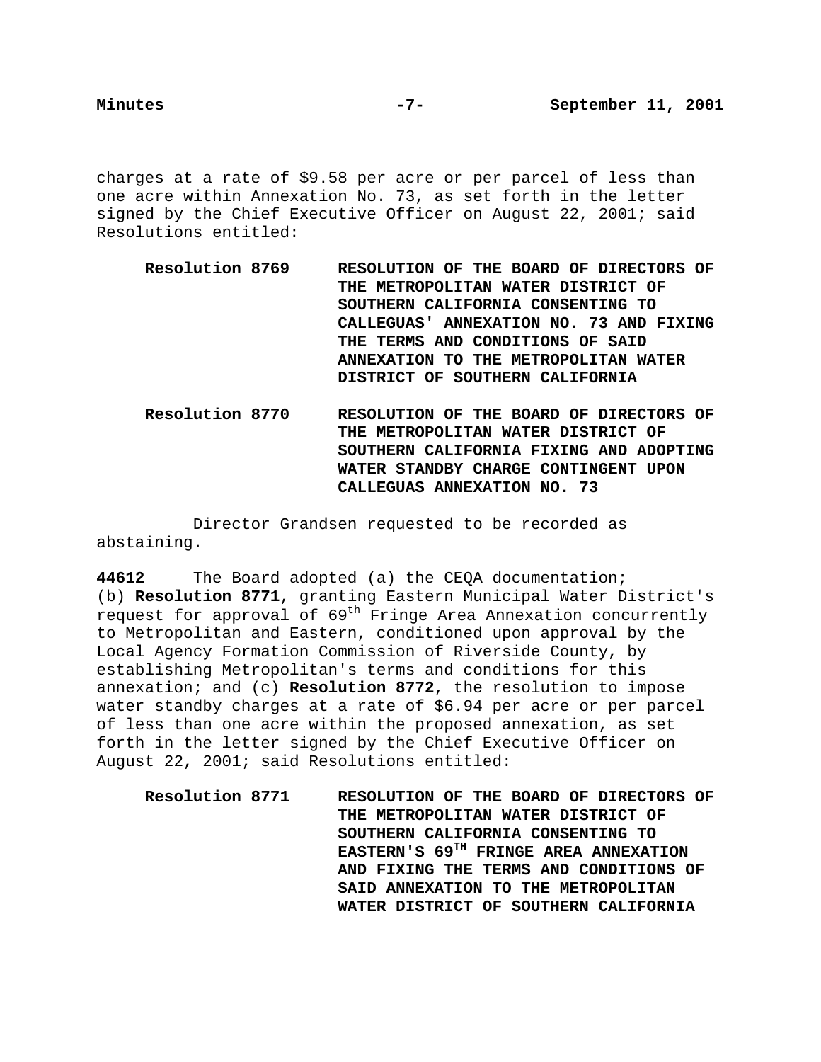charges at a rate of $9.58 per acre or per parcel of less than one acre within Annexation No. 73, as set forth in the letter signed by the Chief Executive Officer on August 22, 2001; said Resolutions entitled:

**Resolution 8769** **RESOLUTION OF THE BOARD OF DIRECTORS OF THE METROPOLITAN WATER DISTRICT OF SOUTHERN CALIFORNIA CONSENTING TO CALLEGUAS' ANNEXATION NO. 73 AND FIXING THE TERMS AND CONDITIONS OF SAID ANNEXATION TO THE METROPOLITAN WATER DISTRICT OF SOUTHERN CALIFORNIA**

**Resolution 8770** **RESOLUTION OF THE BOARD OF DIRECTORS OF THE METROPOLITAN WATER DISTRICT OF SOUTHERN CALIFORNIA FIXING AND ADOPTING WATER STANDBY CHARGE CONTINGENT UPON CALLEGUAS ANNEXATION NO. 73**

Director Grandsen requested to be recorded as abstaining.

**44612** The Board adopted (a) the CEQA documentation; (b) **Resolution 8771**, granting Eastern Municipal Water District's request for approval of 69th Fringe Area Annexation concurrently to Metropolitan and Eastern, conditioned upon approval by the Local Agency Formation Commission of Riverside County, by establishing Metropolitan's terms and conditions for this annexation; and (c) **Resolution 8772**, the resolution to impose water standby charges at a rate of $6.94 per acre or per parcel of less than one acre within the proposed annexation, as set forth in the letter signed by the Chief Executive Officer on August 22, 2001; said Resolutions entitled:

**Resolution 8771** **RESOLUTION OF THE BOARD OF DIRECTORS OF THE METROPOLITAN WATER DISTRICT OF SOUTHERN CALIFORNIA CONSENTING TO EASTERN'S 69TH FRINGE AREA ANNEXATION AND FIXING THE TERMS AND CONDITIONS OF SAID ANNEXATION TO THE METROPOLITAN WATER DISTRICT OF SOUTHERN CALIFORNIA**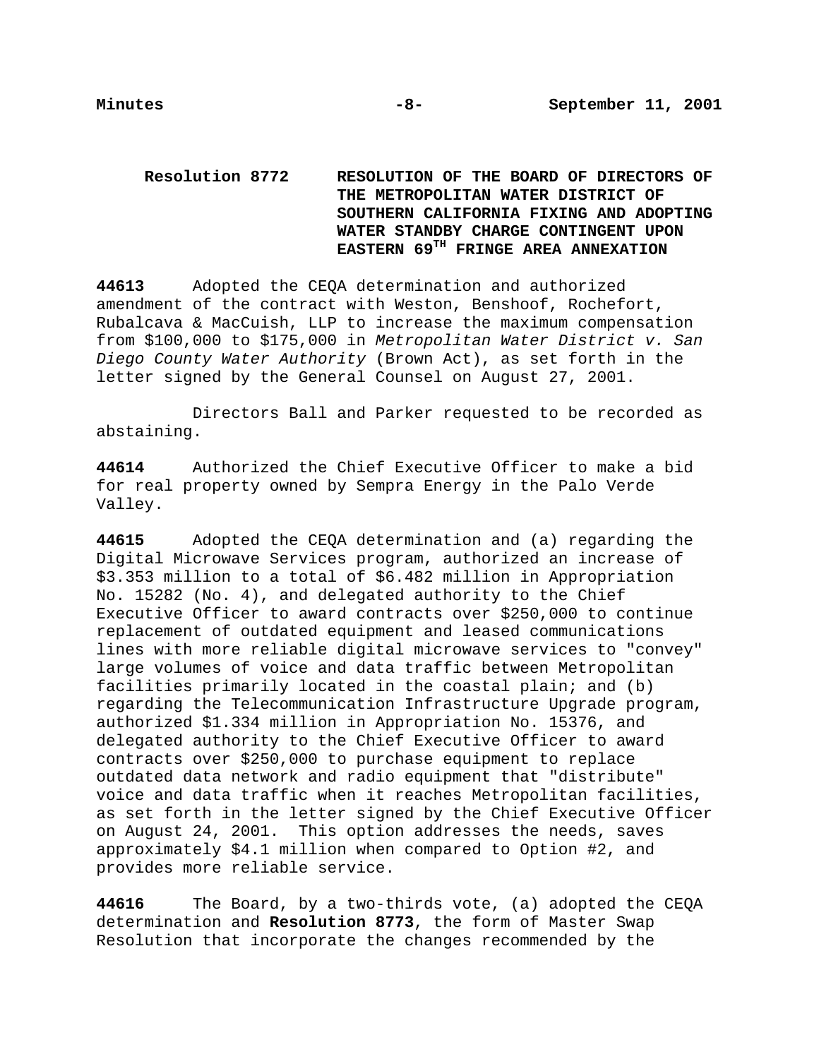**Resolution 8772** **RESOLUTION OF THE BOARD OF DIRECTORS OF THE METROPOLITAN WATER DISTRICT OF SOUTHERN CALIFORNIA FIXING AND ADOPTING WATER STANDBY CHARGE CONTINGENT UPON EASTERN 69TH FRINGE AREA ANNEXATION**

**44613** Adopted the CEQA determination and authorized amendment of the contract with Weston, Benshoof, Rochefort, Rubalcava & MacCuish, LLP to increase the maximum compensation from $100,000 to $175,000 in *Metropolitan Water District v. San Diego County Water Authority* (Brown Act), as set forth in the letter signed by the General Counsel on August 27, 2001.

Directors Ball and Parker requested to be recorded as abstaining.

**44614** Authorized the Chief Executive Officer to make a bid for real property owned by Sempra Energy in the Palo Verde Valley.

**44615** Adopted the CEQA determination and (a) regarding the Digital Microwave Services program, authorized an increase of $3.353 million to a total of $6.482 million in Appropriation No. 15282 (No. 4), and delegated authority to the Chief Executive Officer to award contracts over $250,000 to continue replacement of outdated equipment and leased communications lines with more reliable digital microwave services to "convey" large volumes of voice and data traffic between Metropolitan facilities primarily located in the coastal plain; and (b) regarding the Telecommunication Infrastructure Upgrade program, authorized $1.334 million in Appropriation No. 15376, and delegated authority to the Chief Executive Officer to award contracts over $250,000 to purchase equipment to replace outdated data network and radio equipment that "distribute" voice and data traffic when it reaches Metropolitan facilities, as set forth in the letter signed by the Chief Executive Officer on August 24, 2001. This option addresses the needs, saves approximately $4.1 million when compared to Option #2, and provides more reliable service.

**44616** The Board, by a two-thirds vote, (a) adopted the CEQA determination and **Resolution 8773**, the form of Master Swap Resolution that incorporate the changes recommended by the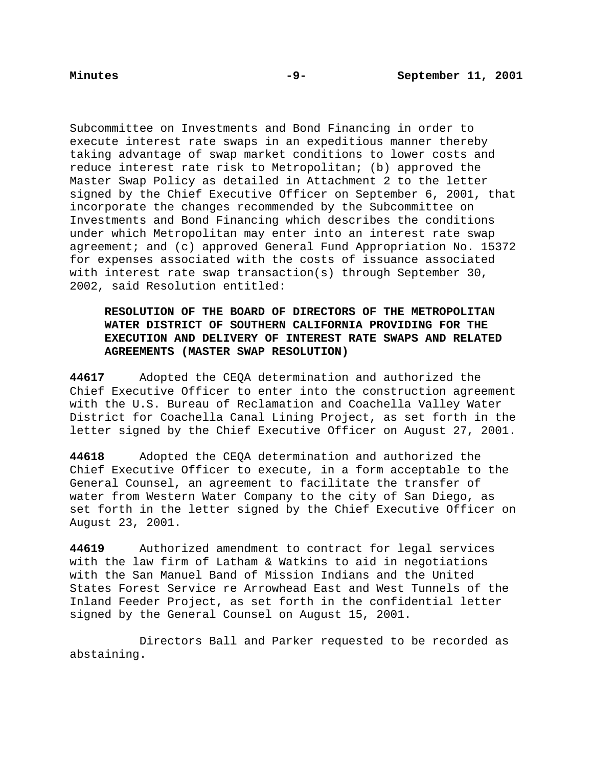Subcommittee on Investments and Bond Financing in order to execute interest rate swaps in an expeditious manner thereby taking advantage of swap market conditions to lower costs and reduce interest rate risk to Metropolitan; (b) approved the Master Swap Policy as detailed in Attachment 2 to the letter signed by the Chief Executive Officer on September 6, 2001, that incorporate the changes recommended by the Subcommittee on Investments and Bond Financing which describes the conditions under which Metropolitan may enter into an interest rate swap agreement; and (c) approved General Fund Appropriation No. 15372 for expenses associated with the costs of issuance associated with interest rate swap transaction(s) through September 30, 2002, said Resolution entitled:

> **RESOLUTION OF THE BOARD OF DIRECTORS OF THE METROPOLITAN WATER DISTRICT OF SOUTHERN CALIFORNIA PROVIDING FOR THE EXECUTION AND DELIVERY OF INTEREST RATE SWAPS AND RELATED AGREEMENTS (MASTER SWAP RESOLUTION)**

**44617** Adopted the CEQA determination and authorized the Chief Executive Officer to enter into the construction agreement with the U.S. Bureau of Reclamation and Coachella Valley Water District for Coachella Canal Lining Project, as set forth in the letter signed by the Chief Executive Officer on August 27, 2001.

**44618** Adopted the CEQA determination and authorized the Chief Executive Officer to execute, in a form acceptable to the General Counsel, an agreement to facilitate the transfer of water from Western Water Company to the city of San Diego, as set forth in the letter signed by the Chief Executive Officer on August 23, 2001.

**44619** Authorized amendment to contract for legal services with the law firm of Latham & Watkins to aid in negotiations with the San Manuel Band of Mission Indians and the United States Forest Service re Arrowhead East and West Tunnels of the Inland Feeder Project, as set forth in the confidential letter signed by the General Counsel on August 15, 2001.

Directors Ball and Parker requested to be recorded as abstaining.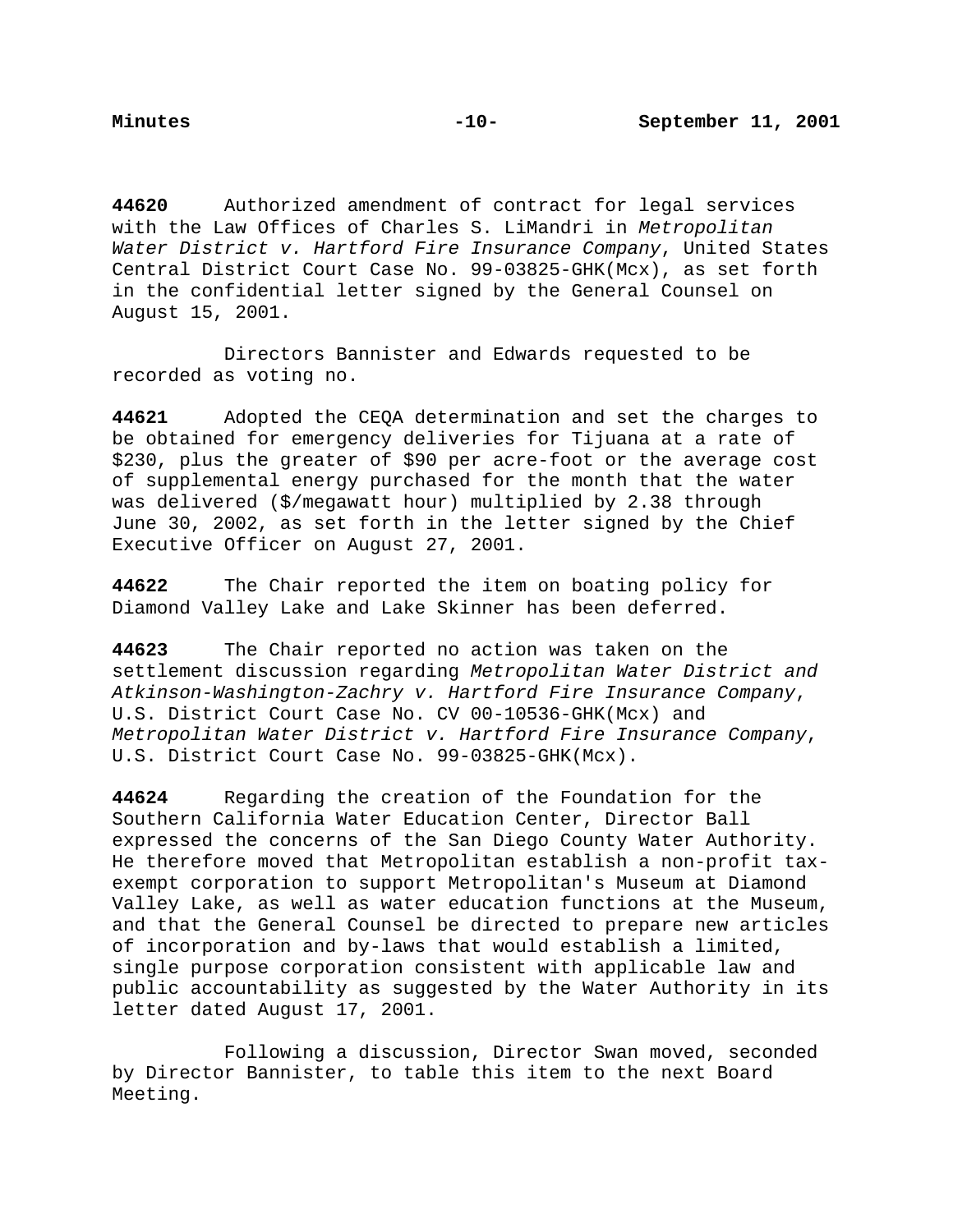**44620** Authorized amendment of contract for legal services with the Law Offices of Charles S. LiMandri in *Metropolitan Water District v. Hartford Fire Insurance Company*, United States Central District Court Case No. 99-03825-GHK(Mcx), as set forth in the confidential letter signed by the General Counsel on August 15, 2001.

Directors Bannister and Edwards requested to be recorded as voting no.

**44621** Adopted the CEQA determination and set the charges to be obtained for emergency deliveries for Tijuana at a rate of $230, plus the greater of $90 per acre-foot or the average cost of supplemental energy purchased for the month that the water was delivered ($/megawatt hour) multiplied by 2.38 through June 30, 2002, as set forth in the letter signed by the Chief Executive Officer on August 27, 2001.

**44622** The Chair reported the item on boating policy for Diamond Valley Lake and Lake Skinner has been deferred.

**44623** The Chair reported no action was taken on the settlement discussion regarding *Metropolitan Water District and Atkinson-Washington-Zachry v. Hartford Fire Insurance Company*, U.S. District Court Case No. CV 00-10536-GHK(Mcx) and *Metropolitan Water District v. Hartford Fire Insurance Company*, U.S. District Court Case No. 99-03825-GHK(Mcx).

**44624** Regarding the creation of the Foundation for the Southern California Water Education Center, Director Ball expressed the concerns of the San Diego County Water Authority. He therefore moved that Metropolitan establish a non-profit tax-exempt corporation to support Metropolitan's Museum at Diamond Valley Lake, as well as water education functions at the Museum, and that the General Counsel be directed to prepare new articles of incorporation and by-laws that would establish a limited, single purpose corporation consistent with applicable law and public accountability as suggested by the Water Authority in its letter dated August 17, 2001.

Following a discussion, Director Swan moved, seconded by Director Bannister, to table this item to the next Board Meeting.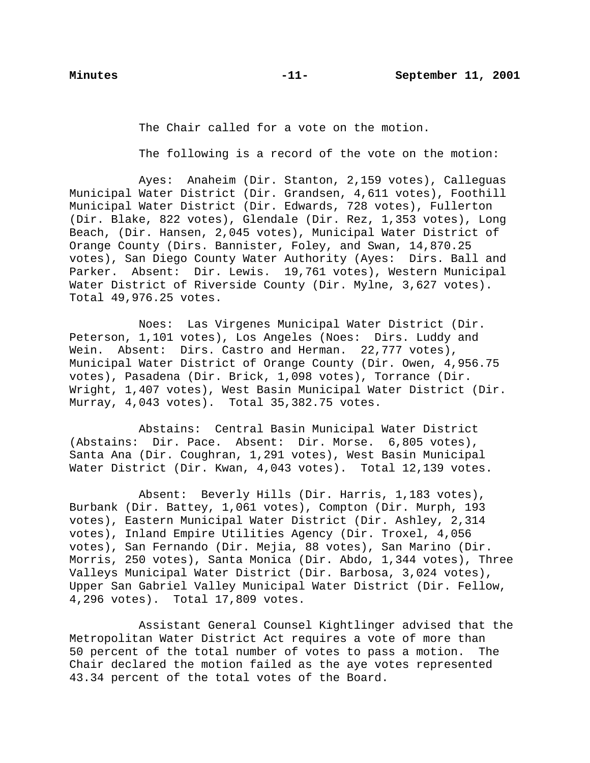The Chair called for a vote on the motion.

The following is a record of the vote on the motion:

Ayes: Anaheim (Dir. Stanton, 2,159 votes), Calleguas Municipal Water District (Dir. Grandsen, 4,611 votes), Foothill Municipal Water District (Dir. Edwards, 728 votes), Fullerton (Dir. Blake, 822 votes), Glendale (Dir. Rez, 1,353 votes), Long Beach, (Dir. Hansen, 2,045 votes), Municipal Water District of Orange County (Dirs. Bannister, Foley, and Swan, 14,870.25 votes), San Diego County Water Authority (Ayes: Dirs. Ball and Parker. Absent: Dir. Lewis. 19,761 votes), Western Municipal Water District of Riverside County (Dir. Mylne, 3,627 votes). Total 49,976.25 votes.

Noes: Las Virgenes Municipal Water District (Dir. Peterson, 1,101 votes), Los Angeles (Noes: Dirs. Luddy and Wein. Absent: Dirs. Castro and Herman. 22,777 votes), Municipal Water District of Orange County (Dir. Owen, 4,956.75 votes), Pasadena (Dir. Brick, 1,098 votes), Torrance (Dir. Wright, 1,407 votes), West Basin Municipal Water District (Dir. Murray, 4,043 votes). Total 35,382.75 votes.

Abstains: Central Basin Municipal Water District (Abstains: Dir. Pace. Absent: Dir. Morse. 6,805 votes), Santa Ana (Dir. Coughran, 1,291 votes), West Basin Municipal Water District (Dir. Kwan, 4,043 votes). Total 12,139 votes.

Absent: Beverly Hills (Dir. Harris, 1,183 votes), Burbank (Dir. Battey, 1,061 votes), Compton (Dir. Murph, 193 votes), Eastern Municipal Water District (Dir. Ashley, 2,314 votes), Inland Empire Utilities Agency (Dir. Troxel, 4,056 votes), San Fernando (Dir. Mejia, 88 votes), San Marino (Dir. Morris, 250 votes), Santa Monica (Dir. Abdo, 1,344 votes), Three Valleys Municipal Water District (Dir. Barbosa, 3,024 votes), Upper San Gabriel Valley Municipal Water District (Dir. Fellow, 4,296 votes). Total 17,809 votes.

Assistant General Counsel Kightlinger advised that the Metropolitan Water District Act requires a vote of more than 50 percent of the total number of votes to pass a motion. The Chair declared the motion failed as the aye votes represented 43.34 percent of the total votes of the Board.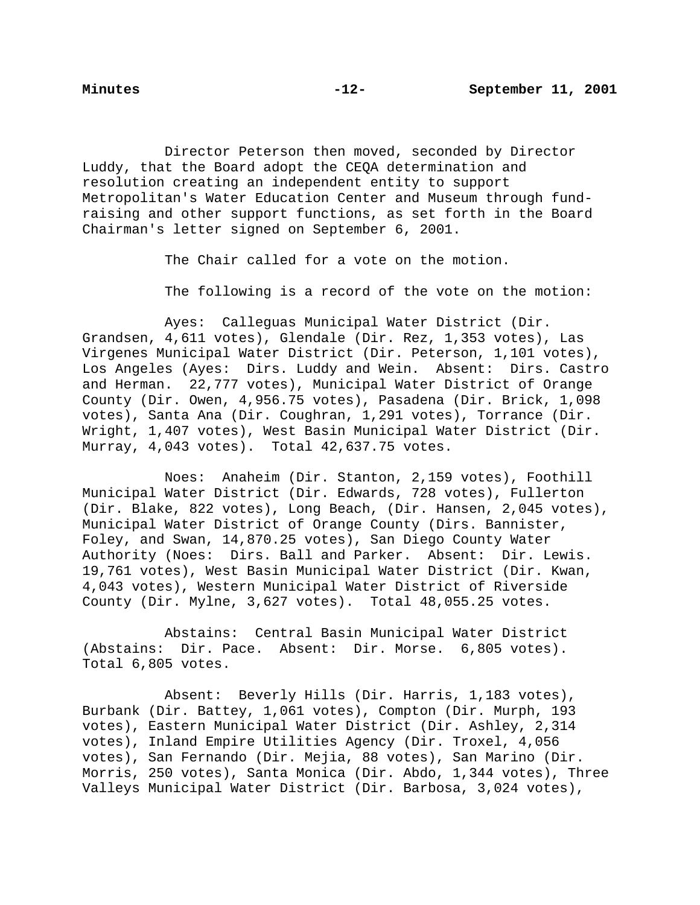Director Peterson then moved, seconded by Director Luddy, that the Board adopt the CEQA determination and resolution creating an independent entity to support Metropolitan's Water Education Center and Museum through fund-raising and other support functions, as set forth in the Board Chairman's letter signed on September 6, 2001.

The Chair called for a vote on the motion.

The following is a record of the vote on the motion:

Ayes: Calleguas Municipal Water District (Dir. Grandsen, 4,611 votes), Glendale (Dir. Rez, 1,353 votes), Las Virgenes Municipal Water District (Dir. Peterson, 1,101 votes), Los Angeles (Ayes: Dirs. Luddy and Wein. Absent: Dirs. Castro and Herman. 22,777 votes), Municipal Water District of Orange County (Dir. Owen, 4,956.75 votes), Pasadena (Dir. Brick, 1,098 votes), Santa Ana (Dir. Coughran, 1,291 votes), Torrance (Dir. Wright, 1,407 votes), West Basin Municipal Water District (Dir. Murray, 4,043 votes). Total 42,637.75 votes.

Noes: Anaheim (Dir. Stanton, 2,159 votes), Foothill Municipal Water District (Dir. Edwards, 728 votes), Fullerton (Dir. Blake, 822 votes), Long Beach, (Dir. Hansen, 2,045 votes), Municipal Water District of Orange County (Dirs. Bannister, Foley, and Swan, 14,870.25 votes), San Diego County Water Authority (Noes: Dirs. Ball and Parker. Absent: Dir. Lewis. 19,761 votes), West Basin Municipal Water District (Dir. Kwan, 4,043 votes), Western Municipal Water District of Riverside County (Dir. Mylne, 3,627 votes). Total 48,055.25 votes.

Abstains: Central Basin Municipal Water District (Abstains: Dir. Pace. Absent: Dir. Morse. 6,805 votes). Total 6,805 votes.

Absent: Beverly Hills (Dir. Harris, 1,183 votes), Burbank (Dir. Battey, 1,061 votes), Compton (Dir. Murph, 193 votes), Eastern Municipal Water District (Dir. Ashley, 2,314 votes), Inland Empire Utilities Agency (Dir. Troxel, 4,056 votes), San Fernando (Dir. Mejia, 88 votes), San Marino (Dir. Morris, 250 votes), Santa Monica (Dir. Abdo, 1,344 votes), Three Valleys Municipal Water District (Dir. Barbosa, 3,024 votes),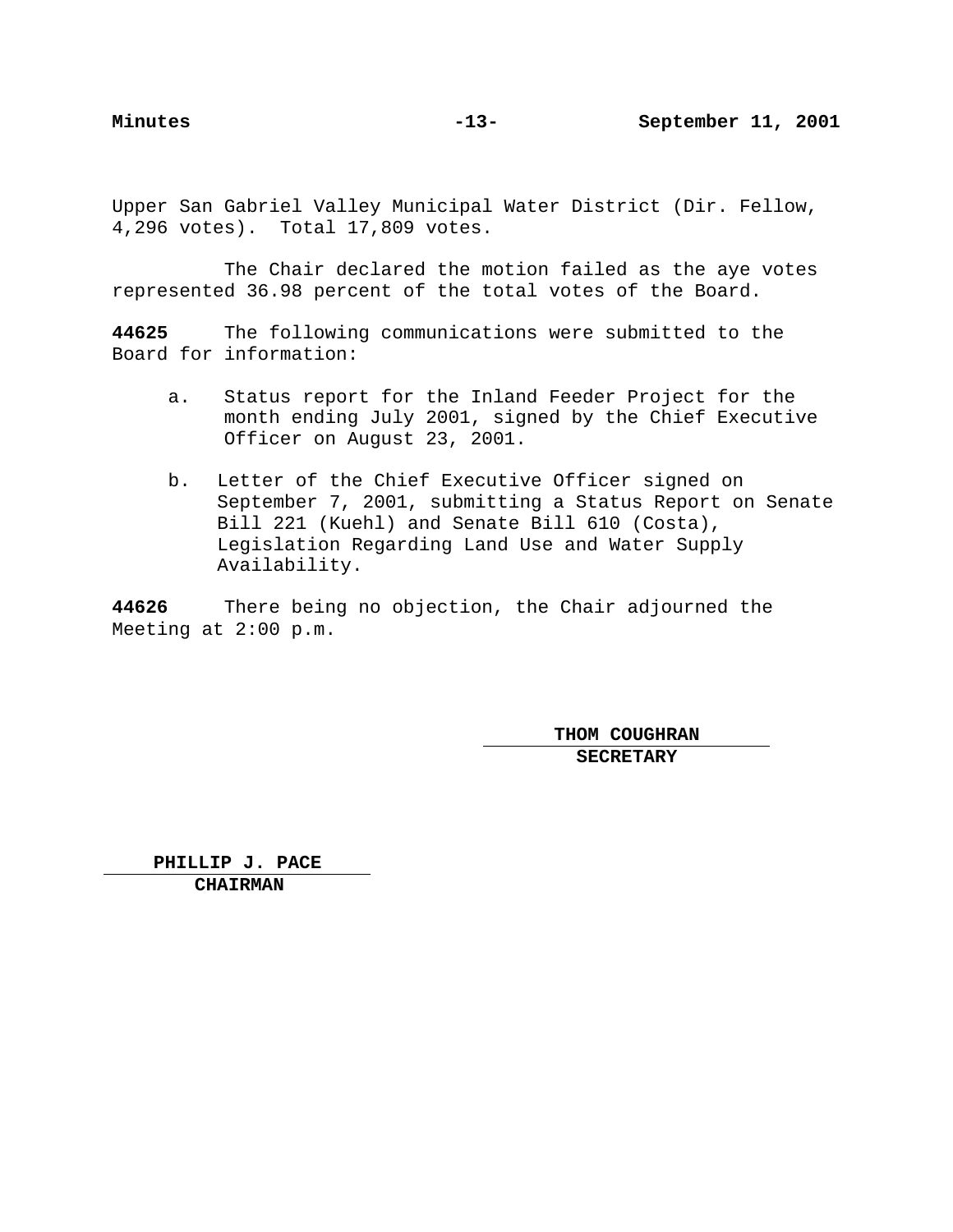Upper San Gabriel Valley Municipal Water District (Dir. Fellow, 4,296 votes). Total 17,809 votes.

The Chair declared the motion failed as the aye votes represented 36.98 percent of the total votes of the Board.

**44625** The following communications were submitted to the Board for information:

a. Status report for the Inland Feeder Project for the month ending July 2001, signed by the Chief Executive Officer on August 23, 2001.

b. Letter of the Chief Executive Officer signed on September 7, 2001, submitting a Status Report on Senate Bill 221 (Kuehl) and Senate Bill 610 (Costa), Legislation Regarding Land Use and Water Supply Availability.

**44626** There being no objection, the Chair adjourned the Meeting at 2:00 p.m.

**THOM COUGHRAN**
**SECRETARY**

**PHILLIP J. PACE**
**CHAIRMAN**